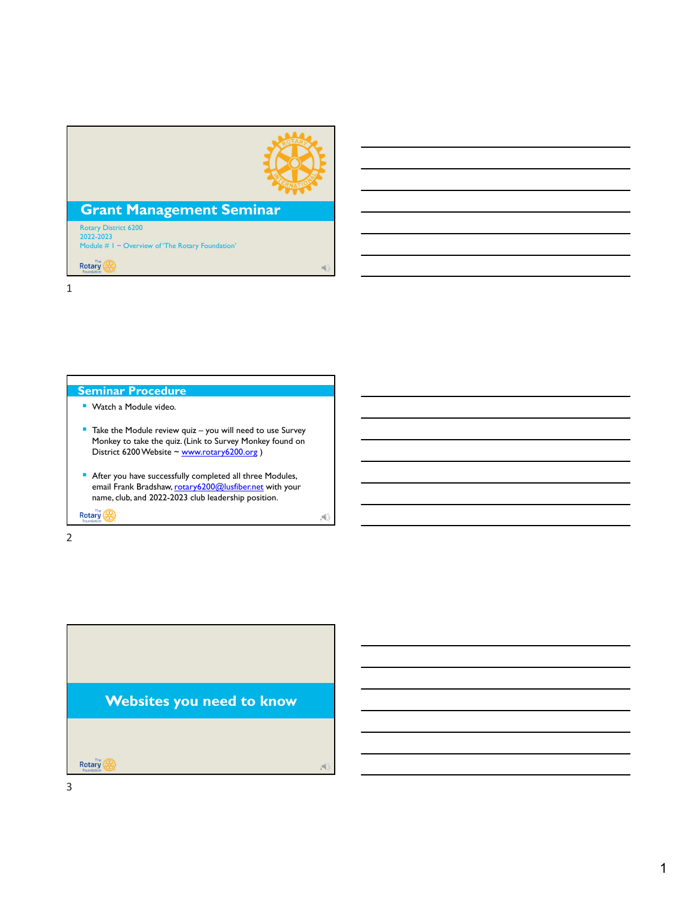# Grant Management Seminar

Rotary District 6200
2022-2023
Module # 1 ~ Overview of 'The Rotary Foundation'

## Seminar Procedure

- Watch a Module video.
- Take the Module review quiz – you will need to use Survey Monkey to take the quiz. (Link to Survey Monkey found on District 6200 Website ~ www.rotary6200.org )
- After you have successfully completed all three Modules, email Frank Bradshaw, rotary6200@lusfiber.net with your name, club, and 2022-2023 club leadership position.

## Websites you need to know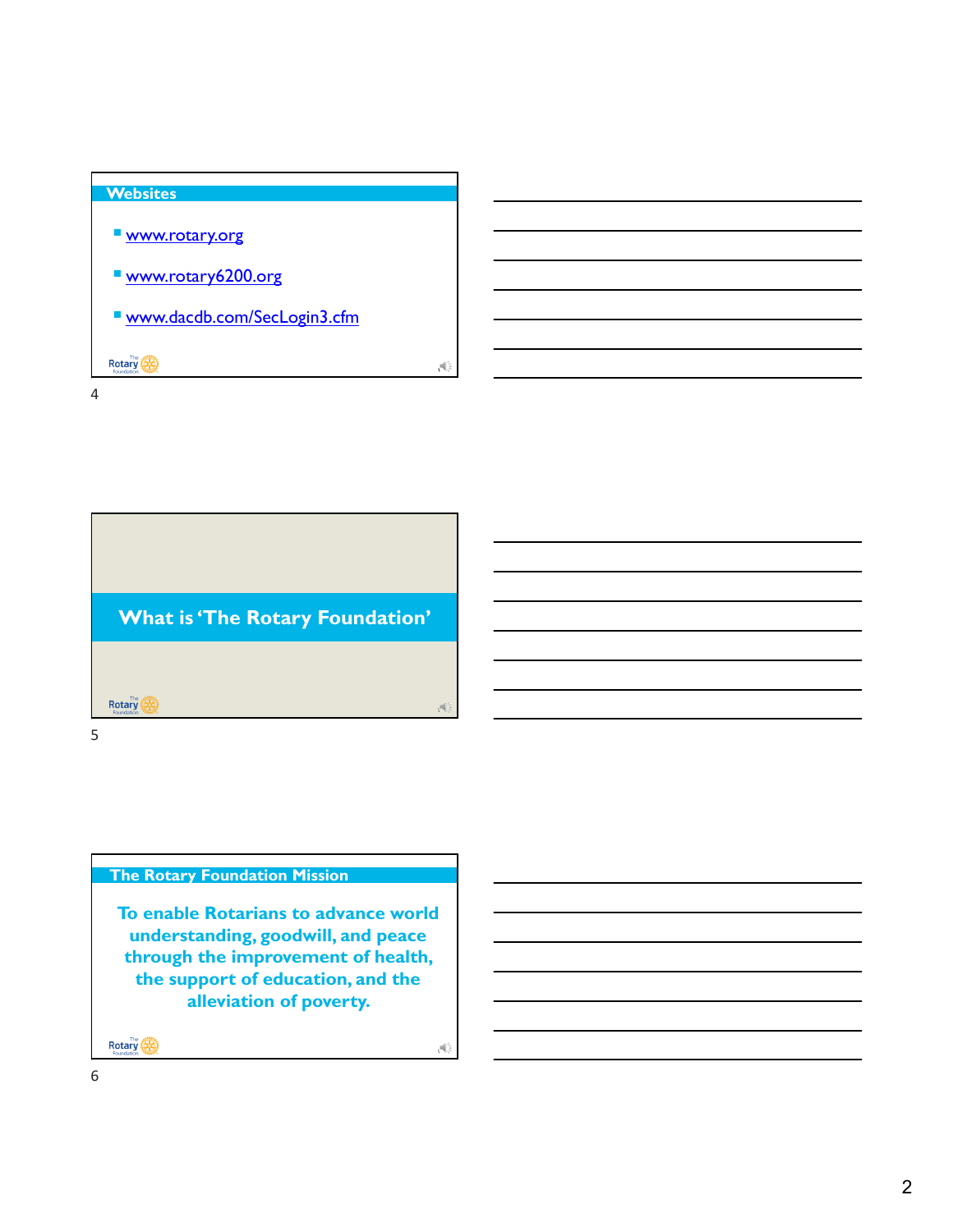## Websites

- www.rotary.org
- www.rotary6200.org
- www.dacdb.com/SecLogin3.cfm

## What is 'The Rotary Foundation'

## The Rotary Foundation Mission

**To enable Rotarians to advance world understanding, goodwill, and peace through the improvement of health, the support of education, and the alleviation of poverty.**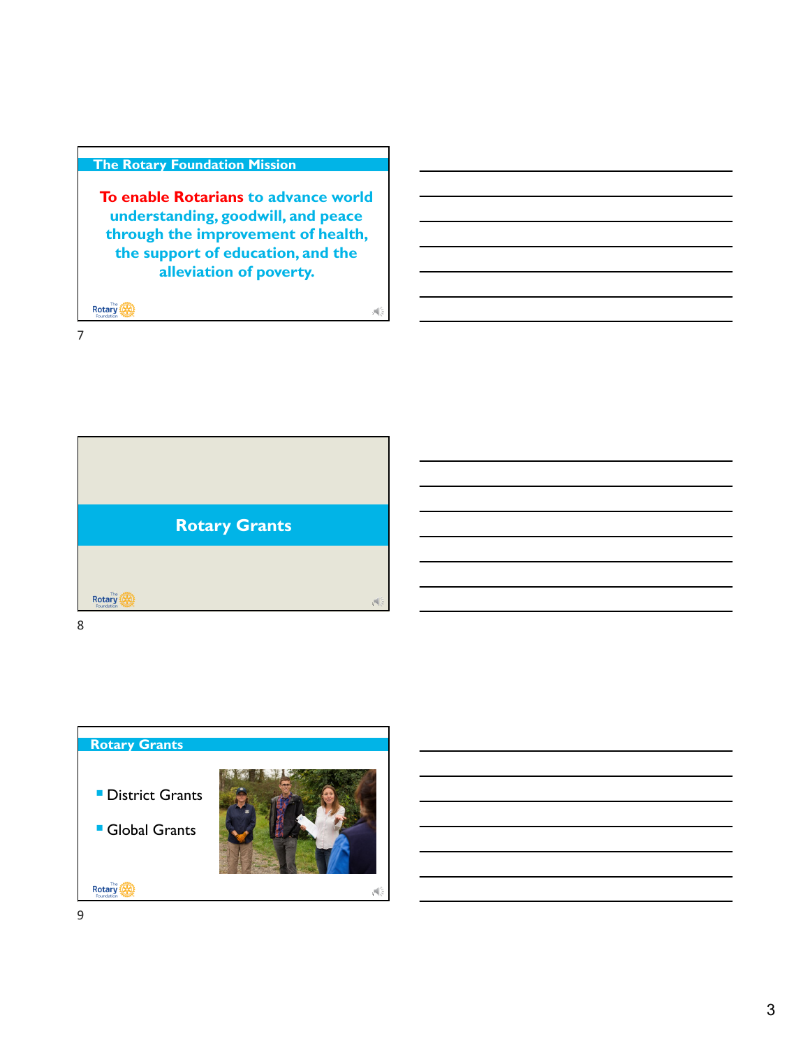## The Rotary Foundation Mission

**To enable Rotarians to advance world understanding, goodwill, and peace through the improvement of health, the support of education, and the alleviation of poverty.**

7

## Rotary Grants

8

## Rotary Grants

- District Grants
- Global Grants

9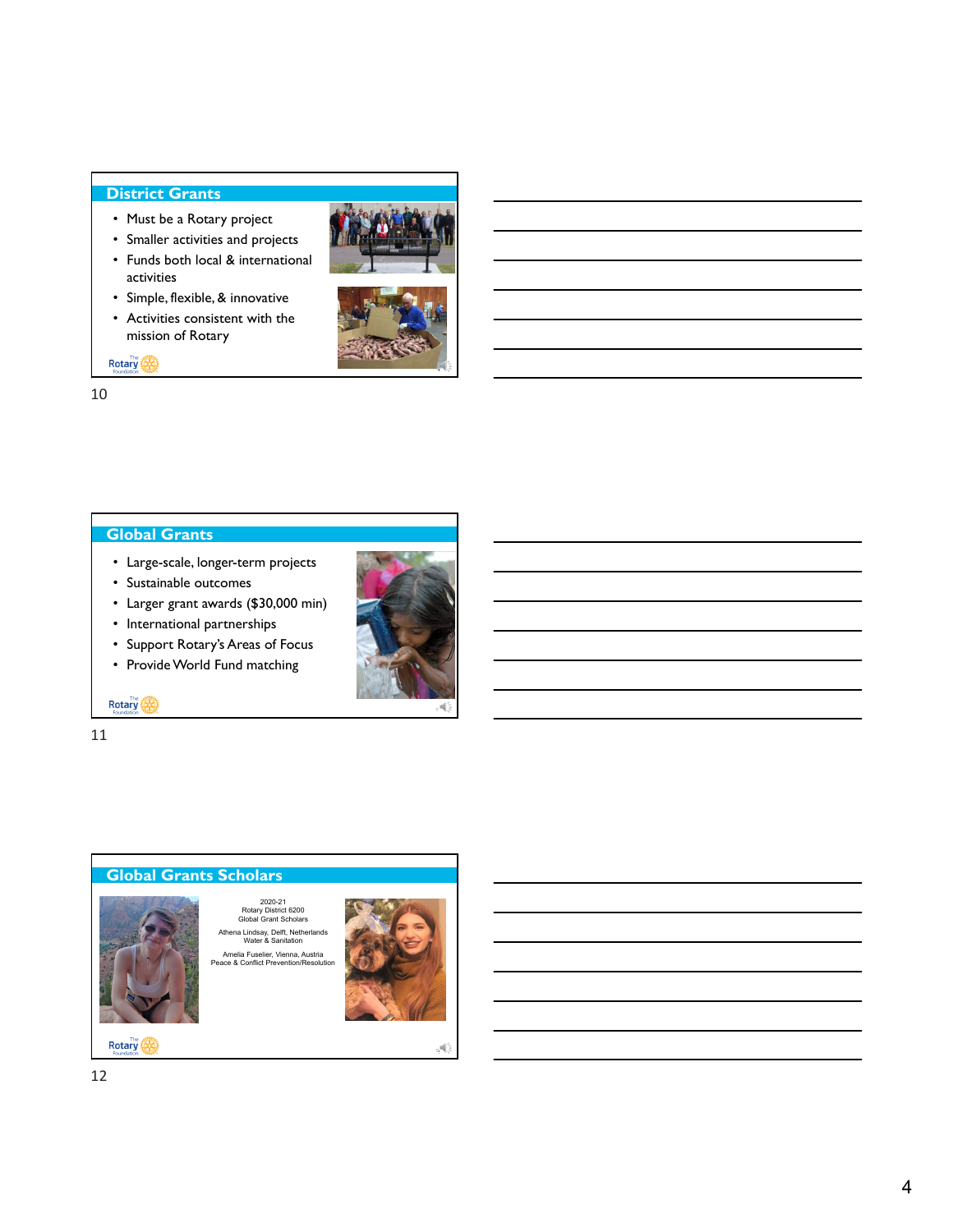## District Grants

- Must be a Rotary project
- Smaller activities and projects
- Funds both local & international activities
- Simple, flexible, & innovative
- Activities consistent with the mission of Rotary

## Global Grants

- Large-scale, longer-term projects
- Sustainable outcomes
- Larger grant awards ($30,000 min)
- International partnerships
- Support Rotary's Areas of Focus
- Provide World Fund matching

## Global Grants Scholars

2020-21
Rotary District 6200
Global Grant Scholars

Athena Lindsay, Delft, Netherlands
Water & Sanitation

Amelia Fuselier, Vienna, Austria
Peace & Conflict Prevention/Resolution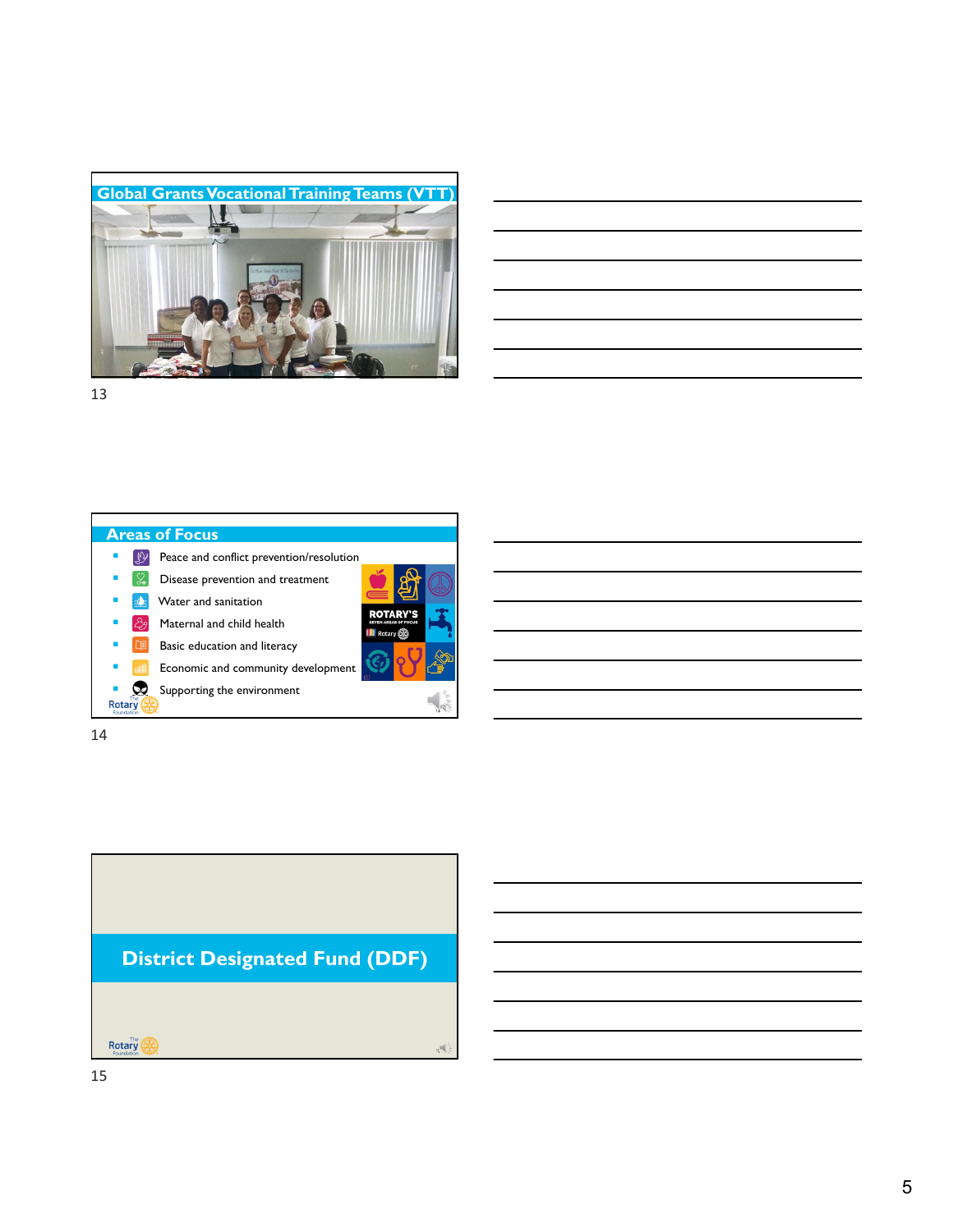## Global Grants Vocational Training Teams (VTT)

13

## Areas of Focus

- Peace and conflict prevention/resolution
- Disease prevention and treatment
- Water and sanitation
- Maternal and child health
- Basic education and literacy
- Economic and community development
- Supporting the environment

ROTARY'S SEVEN AREAS OF FOCUS

The Rotary Foundation

14

## District Designated Fund (DDF)

The Rotary Foundation

15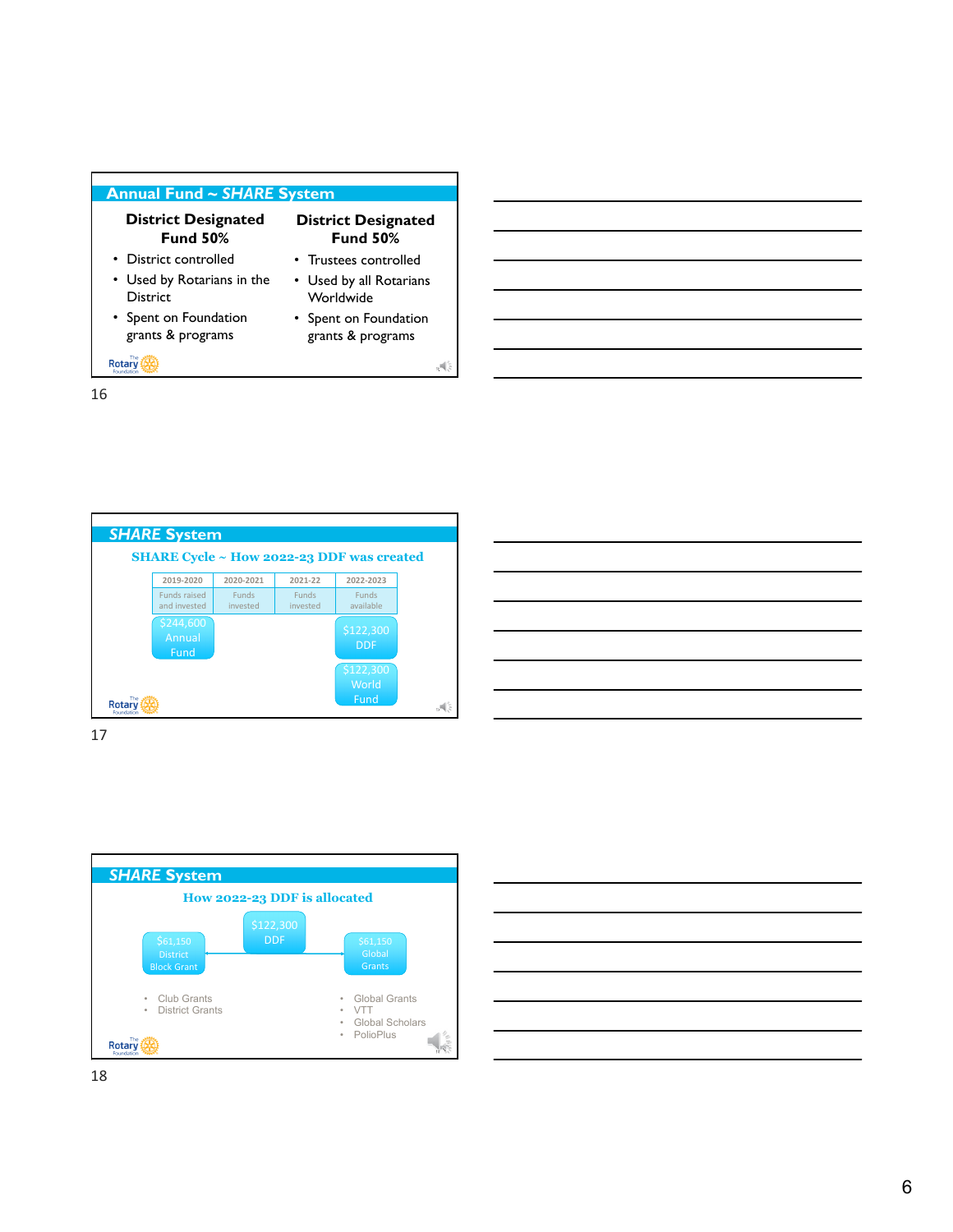## Annual Fund ~ *SHARE* System

**District Designated Fund 50%**

- District controlled
- Used by Rotarians in the District
- Spent on Foundation grants & programs

**District Designated Fund 50%**

- Trustees controlled
- Used by all Rotarians Worldwide
- Spent on Foundation grants & programs

16

## *SHARE* System

**SHARE Cycle ~ How 2022-23 DDF was created**

| 2019-2020 | 2020-2021 | 2021-22 | 2022-2023 |
|---|---|---|---|
| Funds raised and invested | Funds invested | Funds invested | Funds available |
| $244,600 Annual Fund | | | $122,300 DDF |
| | | | $122,300 World Fund |

17

## *SHARE* System

**How 2022-23 DDF is allocated**

$122,300 DDF

$61,150 District Block Grant

- Club Grants
- District Grants

$61,150 Global Grants

- Global Grants
- VTT
- Global Scholars
- PolioPlus

18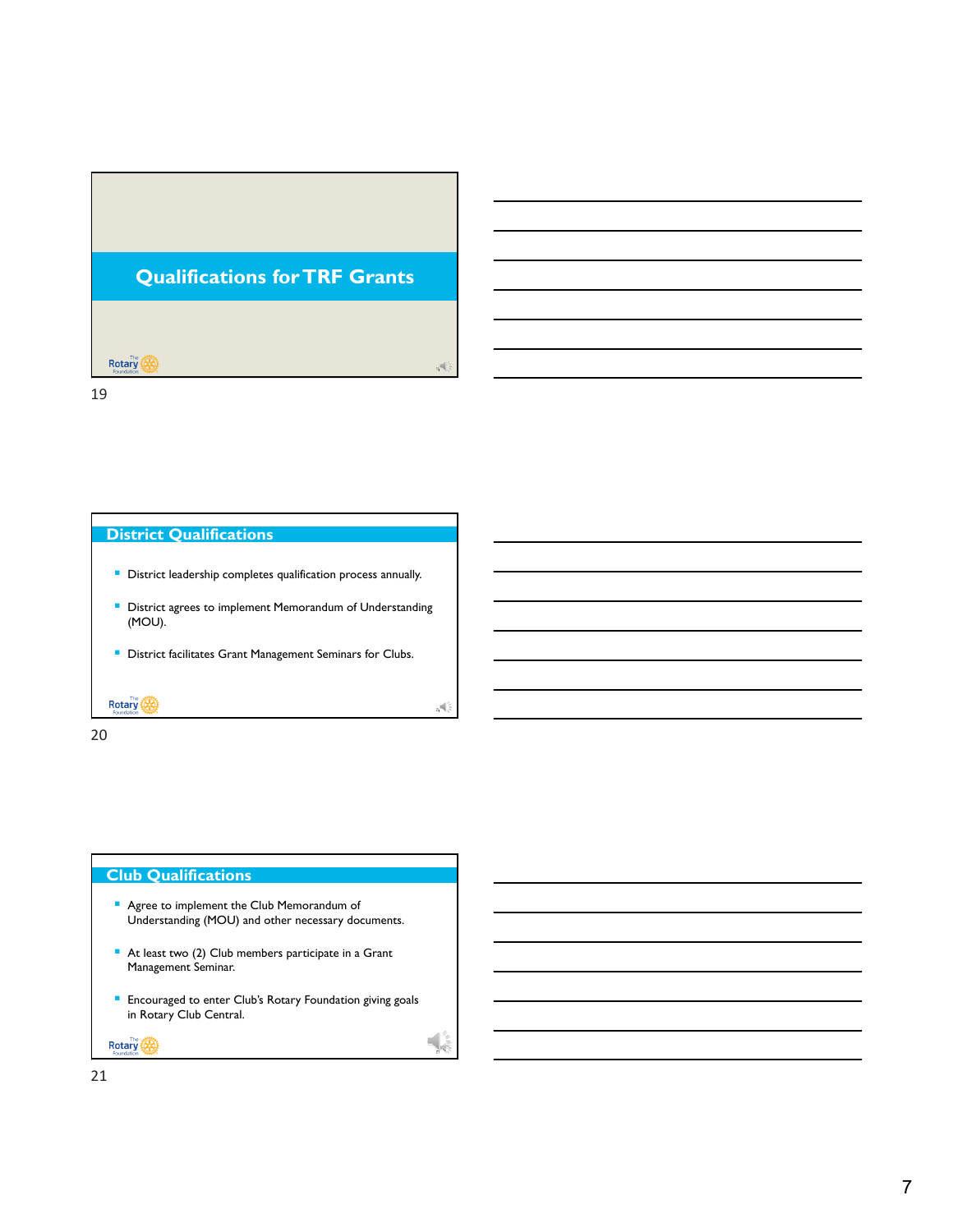# Qualifications for TRF Grants

## District Qualifications

- District leadership completes qualification process annually.
- District agrees to implement Memorandum of Understanding (MOU).
- District facilitates Grant Management Seminars for Clubs.

## Club Qualifications

- Agree to implement the Club Memorandum of Understanding (MOU) and other necessary documents.
- At least two (2) Club members participate in a Grant Management Seminar.
- Encouraged to enter Club's Rotary Foundation giving goals in Rotary Club Central.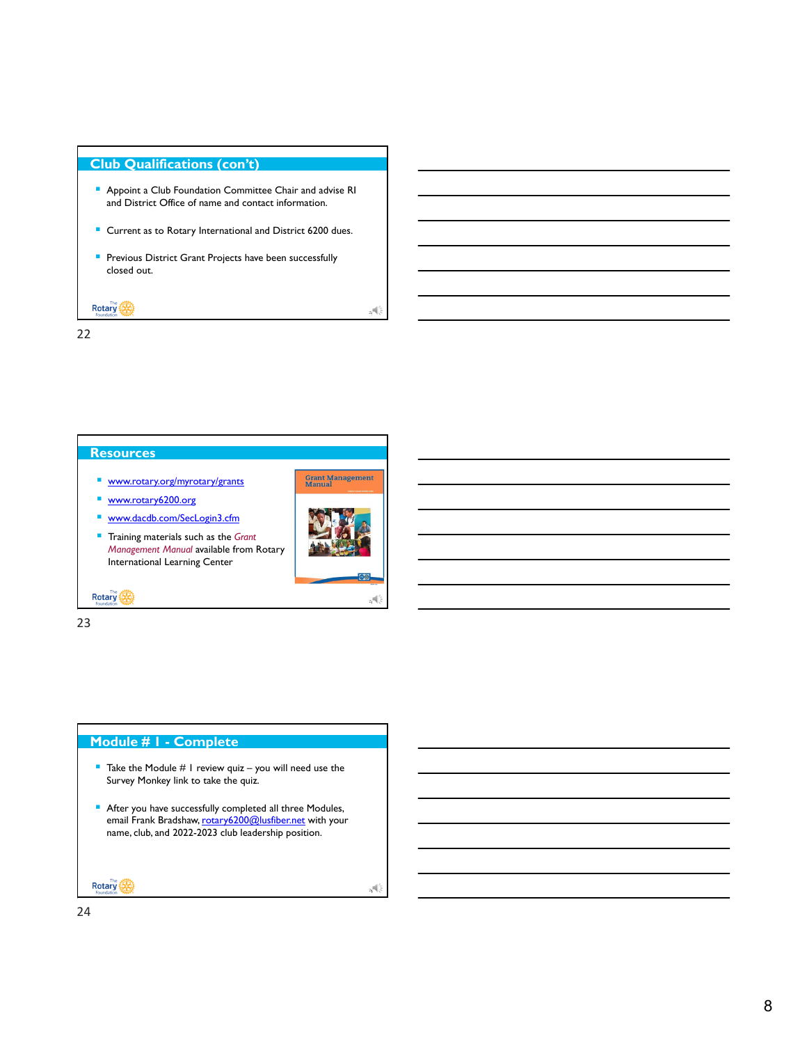## Club Qualifications (con't)

- Appoint a Club Foundation Committee Chair and advise RI and District Office of name and contact information.
- Current as to Rotary International and District 6200 dues.
- Previous District Grant Projects have been successfully closed out.

22

## Resources

- www.rotary.org/myrotary/grants
- www.rotary6200.org
- www.dacdb.com/SecLogin3.cfm
- Training materials such as the *Grant Management Manual* available from Rotary International Learning Center

Grant Management Manual

23

## Module # 1 - Complete

- Take the Module # 1 review quiz – you will need use the Survey Monkey link to take the quiz.
- After you have successfully completed all three Modules, email Frank Bradshaw, rotary6200@lusfiber.net with your name, club, and 2022-2023 club leadership position.

24